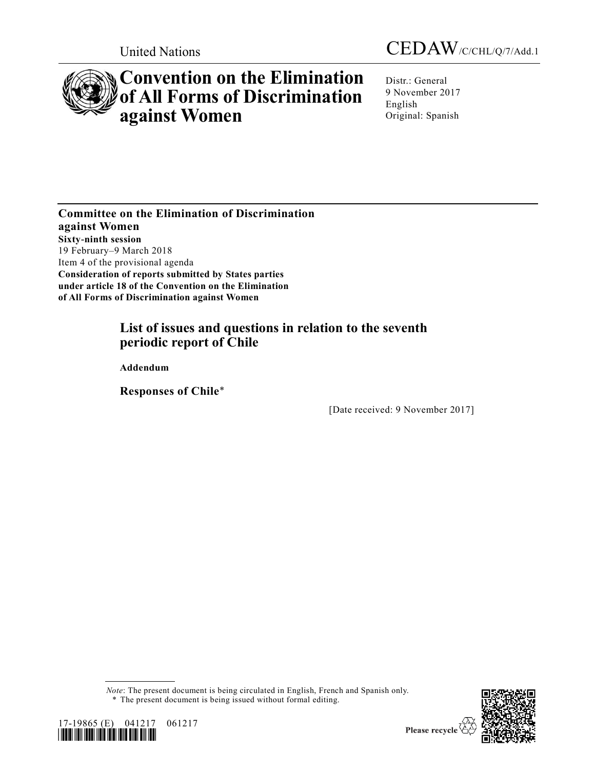United Nations

CEDAW/C/CHL/Q/7/Add.1

# Convention on the Elimination of All Forms of Discrimination against Women

Distr.: General
9 November 2017
English
Original: Spanish

**Committee on the Elimination of Discrimination against Women**
**Sixty-ninth session**
19 February–9 March 2018
Item 4 of the provisional agenda
**Consideration of reports submitted by States parties under article 18 of the Convention on the Elimination of All Forms of Discrimination against Women**

## List of issues and questions in relation to the seventh periodic report of Chile

**Addendum**

### Responses of Chile*

[Date received: 9 November 2017]

*Note*: The present document is being circulated in English, French and Spanish only.
\* The present document is being issued without formal editing.

17-19865 (E) 041217 061217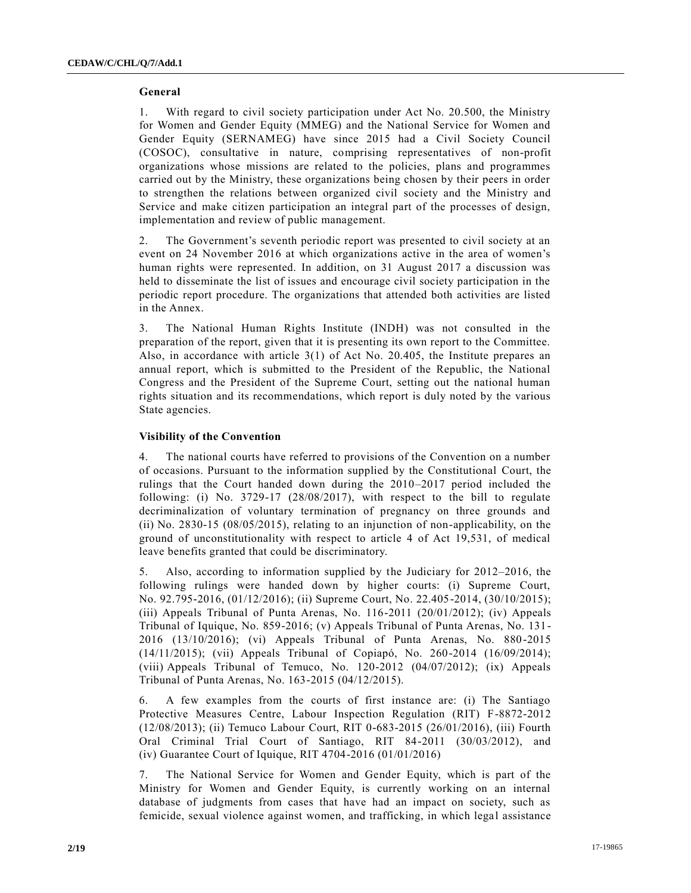### General

1. With regard to civil society participation under Act No. 20.500, the Ministry for Women and Gender Equity (MMEG) and the National Service for Women and Gender Equity (SERNAMEG) have since 2015 had a Civil Society Council (COSOC), consultative in nature, comprising representatives of non-profit organizations whose missions are related to the policies, plans and programmes carried out by the Ministry, these organizations being chosen by their peers in order to strengthen the relations between organized civil society and the Ministry and Service and make citizen participation an integral part of the processes of design, implementation and review of public management.

2. The Government's seventh periodic report was presented to civil society at an event on 24 November 2016 at which organizations active in the area of women's human rights were represented. In addition, on 31 August 2017 a discussion was held to disseminate the list of issues and encourage civil society participation in the periodic report procedure. The organizations that attended both activities are listed in the Annex.

3. The National Human Rights Institute (INDH) was not consulted in the preparation of the report, given that it is presenting its own report to the Committee. Also, in accordance with article 3(1) of Act No. 20.405, the Institute prepares an annual report, which is submitted to the President of the Republic, the National Congress and the President of the Supreme Court, setting out the national human rights situation and its recommendations, which report is duly noted by the various State agencies.

### Visibility of the Convention

4. The national courts have referred to provisions of the Convention on a number of occasions. Pursuant to the information supplied by the Constitutional Court, the rulings that the Court handed down during the 2010–2017 period included the following: (i) No. 3729-17 (28/08/2017), with respect to the bill to regulate decriminalization of voluntary termination of pregnancy on three grounds and (ii) No. 2830-15 (08/05/2015), relating to an injunction of non-applicability, on the ground of unconstitutionality with respect to article 4 of Act 19,531, of medical leave benefits granted that could be discriminatory.

5. Also, according to information supplied by the Judiciary for 2012–2016, the following rulings were handed down by higher courts: (i) Supreme Court, No. 92.795-2016, (01/12/2016); (ii) Supreme Court, No. 22.405-2014, (30/10/2015); (iii) Appeals Tribunal of Punta Arenas, No. 116-2011 (20/01/2012); (iv) Appeals Tribunal of Iquique, No. 859-2016; (v) Appeals Tribunal of Punta Arenas, No. 131-2016 (13/10/2016); (vi) Appeals Tribunal of Punta Arenas, No. 880-2015 (14/11/2015); (vii) Appeals Tribunal of Copiapó, No. 260-2014 (16/09/2014); (viii) Appeals Tribunal of Temuco, No. 120-2012 (04/07/2012); (ix) Appeals Tribunal of Punta Arenas, No. 163-2015 (04/12/2015).

6. A few examples from the courts of first instance are: (i) The Santiago Protective Measures Centre, Labour Inspection Regulation (RIT) F-8872-2012 (12/08/2013); (ii) Temuco Labour Court, RIT 0-683-2015 (26/01/2016), (iii) Fourth Oral Criminal Trial Court of Santiago, RIT 84-2011 (30/03/2012), and (iv) Guarantee Court of Iquique, RIT 4704-2016 (01/01/2016)

7. The National Service for Women and Gender Equity, which is part of the Ministry for Women and Gender Equity, is currently working on an internal database of judgments from cases that have had an impact on society, such as femicide, sexual violence against women, and trafficking, in which legal assistance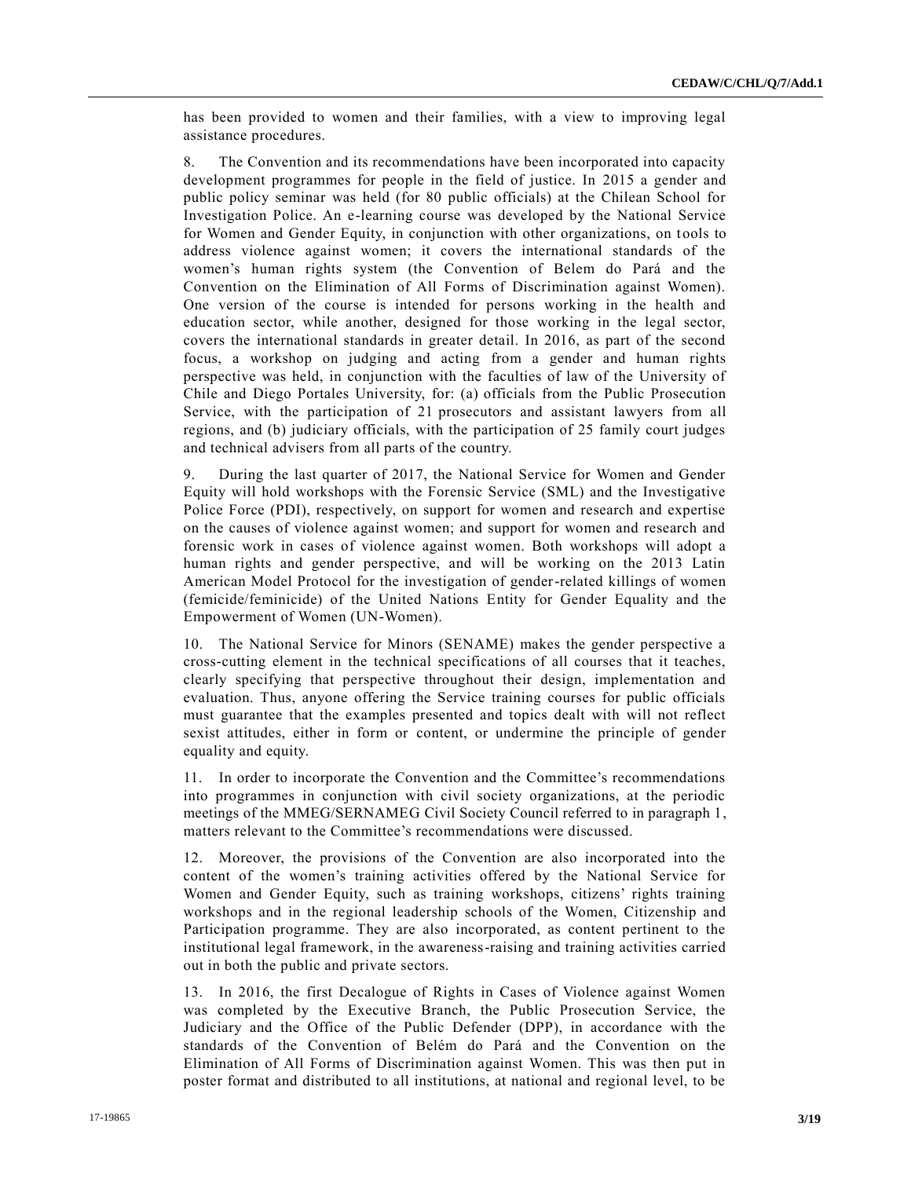has been provided to women and their families, with a view to improving legal assistance procedures.

8. The Convention and its recommendations have been incorporated into capacity development programmes for people in the field of justice. In 2015 a gender and public policy seminar was held (for 80 public officials) at the Chilean School for Investigation Police. An e-learning course was developed by the National Service for Women and Gender Equity, in conjunction with other organizations, on tools to address violence against women; it covers the international standards of the women's human rights system (the Convention of Belem do Pará and the Convention on the Elimination of All Forms of Discrimination against Women). One version of the course is intended for persons working in the health and education sector, while another, designed for those working in the legal sector, covers the international standards in greater detail. In 2016, as part of the second focus, a workshop on judging and acting from a gender and human rights perspective was held, in conjunction with the faculties of law of the University of Chile and Diego Portales University, for: (a) officials from the Public Prosecution Service, with the participation of 21 prosecutors and assistant lawyers from all regions, and (b) judiciary officials, with the participation of 25 family court judges and technical advisers from all parts of the country.

9. During the last quarter of 2017, the National Service for Women and Gender Equity will hold workshops with the Forensic Service (SML) and the Investigative Police Force (PDI), respectively, on support for women and research and expertise on the causes of violence against women; and support for women and research and forensic work in cases of violence against women. Both workshops will adopt a human rights and gender perspective, and will be working on the 2013 Latin American Model Protocol for the investigation of gender-related killings of women (femicide/feminicide) of the United Nations Entity for Gender Equality and the Empowerment of Women (UN-Women).

10. The National Service for Minors (SENAME) makes the gender perspective a cross-cutting element in the technical specifications of all courses that it teaches, clearly specifying that perspective throughout their design, implementation and evaluation. Thus, anyone offering the Service training courses for public officials must guarantee that the examples presented and topics dealt with will not reflect sexist attitudes, either in form or content, or undermine the principle of gender equality and equity.

11. In order to incorporate the Convention and the Committee's recommendations into programmes in conjunction with civil society organizations, at the periodic meetings of the MMEG/SERNAMEG Civil Society Council referred to in paragraph 1, matters relevant to the Committee's recommendations were discussed.

12. Moreover, the provisions of the Convention are also incorporated into the content of the women's training activities offered by the National Service for Women and Gender Equity, such as training workshops, citizens' rights training workshops and in the regional leadership schools of the Women, Citizenship and Participation programme. They are also incorporated, as content pertinent to the institutional legal framework, in the awareness-raising and training activities carried out in both the public and private sectors.

13. In 2016, the first Decalogue of Rights in Cases of Violence against Women was completed by the Executive Branch, the Public Prosecution Service, the Judiciary and the Office of the Public Defender (DPP), in accordance with the standards of the Convention of Belém do Pará and the Convention on the Elimination of All Forms of Discrimination against Women. This was then put in poster format and distributed to all institutions, at national and regional level, to be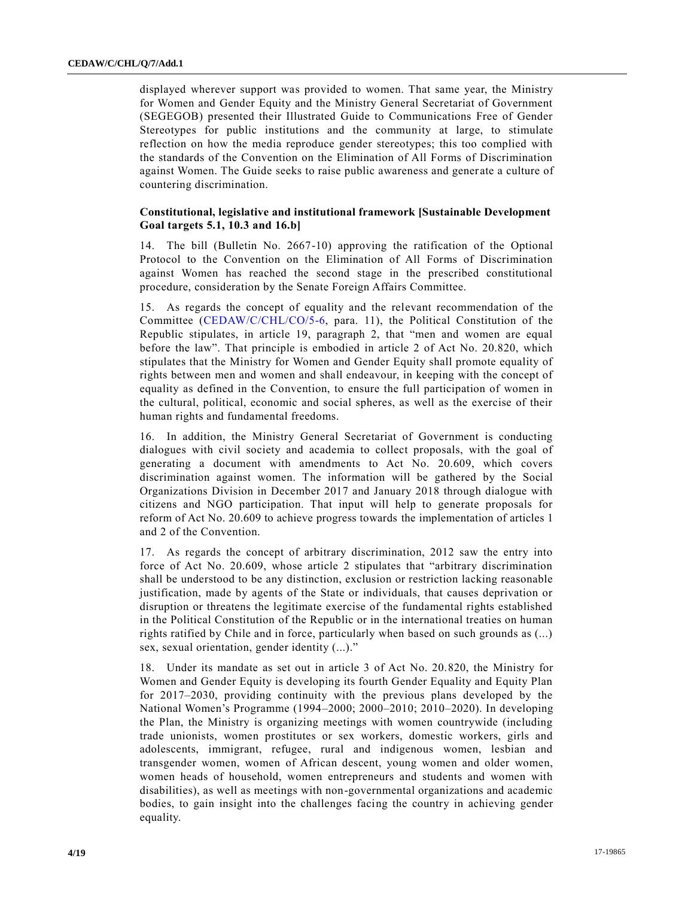displayed wherever support was provided to women. That same year, the Ministry for Women and Gender Equity and the Ministry General Secretariat of Government (SEGEGOB) presented their Illustrated Guide to Communications Free of Gender Stereotypes for public institutions and the community at large, to stimulate reflection on how the media reproduce gender stereotypes; this too complied with the standards of the Convention on the Elimination of All Forms of Discrimination against Women. The Guide seeks to raise public awareness and generate a culture of countering discrimination.

### Constitutional, legislative and institutional framework [Sustainable Development Goal targets 5.1, 10.3 and 16.b]

14. The bill (Bulletin No. 2667-10) approving the ratification of the Optional Protocol to the Convention on the Elimination of All Forms of Discrimination against Women has reached the second stage in the prescribed constitutional procedure, consideration by the Senate Foreign Affairs Committee.

15. As regards the concept of equality and the relevant recommendation of the Committee (CEDAW/C/CHL/CO/5-6, para. 11), the Political Constitution of the Republic stipulates, in article 19, paragraph 2, that "men and women are equal before the law". That principle is embodied in article 2 of Act No. 20.820, which stipulates that the Ministry for Women and Gender Equity shall promote equality of rights between men and women and shall endeavour, in keeping with the concept of equality as defined in the Convention, to ensure the full participation of women in the cultural, political, economic and social spheres, as well as the exercise of their human rights and fundamental freedoms.

16. In addition, the Ministry General Secretariat of Government is conducting dialogues with civil society and academia to collect proposals, with the goal of generating a document with amendments to Act No. 20.609, which covers discrimination against women. The information will be gathered by the Social Organizations Division in December 2017 and January 2018 through dialogue with citizens and NGO participation. That input will help to generate proposals for reform of Act No. 20.609 to achieve progress towards the implementation of articles 1 and 2 of the Convention.

17. As regards the concept of arbitrary discrimination, 2012 saw the entry into force of Act No. 20.609, whose article 2 stipulates that "arbitrary discrimination shall be understood to be any distinction, exclusion or restriction lacking reasonable justification, made by agents of the State or individuals, that causes deprivation or disruption or threatens the legitimate exercise of the fundamental rights established in the Political Constitution of the Republic or in the international treaties on human rights ratified by Chile and in force, particularly when based on such grounds as (...) sex, sexual orientation, gender identity (...)."

18. Under its mandate as set out in article 3 of Act No. 20.820, the Ministry for Women and Gender Equity is developing its fourth Gender Equality and Equity Plan for 2017–2030, providing continuity with the previous plans developed by the National Women's Programme (1994–2000; 2000–2010; 2010–2020). In developing the Plan, the Ministry is organizing meetings with women countrywide (including trade unionists, women prostitutes or sex workers, domestic workers, girls and adolescents, immigrant, refugee, rural and indigenous women, lesbian and transgender women, women of African descent, young women and older women, women heads of household, women entrepreneurs and students and women with disabilities), as well as meetings with non-governmental organizations and academic bodies, to gain insight into the challenges facing the country in achieving gender equality.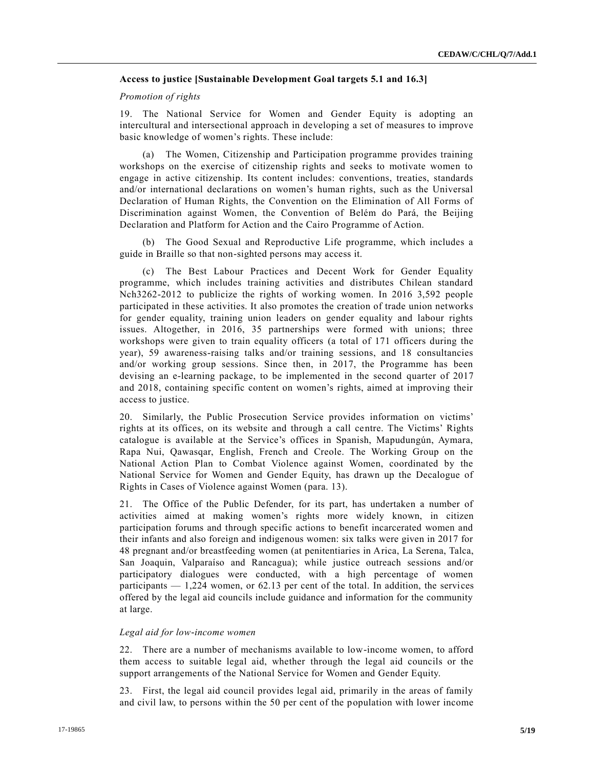### Access to justice [Sustainable Development Goal targets 5.1 and 16.3]

*Promotion of rights*

19. The National Service for Women and Gender Equity is adopting an intercultural and intersectional approach in developing a set of measures to improve basic knowledge of women's rights. These include:

(a) The Women, Citizenship and Participation programme provides training workshops on the exercise of citizenship rights and seeks to motivate women to engage in active citizenship. Its content includes: conventions, treaties, standards and/or international declarations on women's human rights, such as the Universal Declaration of Human Rights, the Convention on the Elimination of All Forms of Discrimination against Women, the Convention of Belém do Pará, the Beijing Declaration and Platform for Action and the Cairo Programme of Action.

(b) The Good Sexual and Reproductive Life programme, which includes a guide in Braille so that non-sighted persons may access it.

(c) The Best Labour Practices and Decent Work for Gender Equality programme, which includes training activities and distributes Chilean standard Nch3262-2012 to publicize the rights of working women. In 2016 3,592 people participated in these activities. It also promotes the creation of trade union networks for gender equality, training union leaders on gender equality and labour rights issues. Altogether, in 2016, 35 partnerships were formed with unions; three workshops were given to train equality officers (a total of 171 officers during the year), 59 awareness-raising talks and/or training sessions, and 18 consultancies and/or working group sessions. Since then, in 2017, the Programme has been devising an e-learning package, to be implemented in the second quarter of 2017 and 2018, containing specific content on women's rights, aimed at improving their access to justice.

20. Similarly, the Public Prosecution Service provides information on victims' rights at its offices, on its website and through a call centre. The Victims' Rights catalogue is available at the Service's offices in Spanish, Mapudungún, Aymara, Rapa Nui, Qawasqar, English, French and Creole. The Working Group on the National Action Plan to Combat Violence against Women, coordinated by the National Service for Women and Gender Equity, has drawn up the Decalogue of Rights in Cases of Violence against Women (para. 13).

21. The Office of the Public Defender, for its part, has undertaken a number of activities aimed at making women's rights more widely known, in citizen participation forums and through specific actions to benefit incarcerated women and their infants and also foreign and indigenous women: six talks were given in 2017 for 48 pregnant and/or breastfeeding women (at penitentiaries in Arica, La Serena, Talca, San Joaquin, Valparaíso and Rancagua); while justice outreach sessions and/or participatory dialogues were conducted, with a high percentage of women participants — 1,224 women, or 62.13 per cent of the total. In addition, the services offered by the legal aid councils include guidance and information for the community at large.

*Legal aid for low-income women*

22. There are a number of mechanisms available to low-income women, to afford them access to suitable legal aid, whether through the legal aid councils or the support arrangements of the National Service for Women and Gender Equity.

23. First, the legal aid council provides legal aid, primarily in the areas of family and civil law, to persons within the 50 per cent of the population with lower income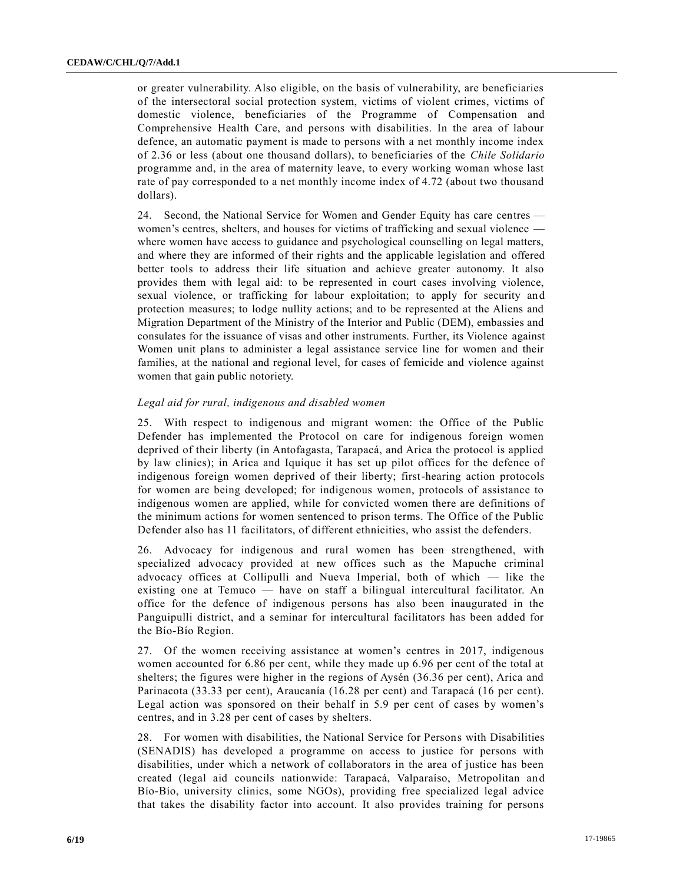or greater vulnerability. Also eligible, on the basis of vulnerability, are beneficiaries of the intersectoral social protection system, victims of violent crimes, victims of domestic violence, beneficiaries of the Programme of Compensation and Comprehensive Health Care, and persons with disabilities. In the area of labour defence, an automatic payment is made to persons with a net monthly income index of 2.36 or less (about one thousand dollars), to beneficiaries of the *Chile Solidario* programme and, in the area of maternity leave, to every working woman whose last rate of pay corresponded to a net monthly income index of 4.72 (about two thousand dollars).

24. Second, the National Service for Women and Gender Equity has care centres — women's centres, shelters, and houses for victims of trafficking and sexual violence — where women have access to guidance and psychological counselling on legal matters, and where they are informed of their rights and the applicable legislation and offered better tools to address their life situation and achieve greater autonomy. It also provides them with legal aid: to be represented in court cases involving violence, sexual violence, or trafficking for labour exploitation; to apply for security and protection measures; to lodge nullity actions; and to be represented at the Aliens and Migration Department of the Ministry of the Interior and Public (DEM), embassies and consulates for the issuance of visas and other instruments. Further, its Violence against Women unit plans to administer a legal assistance service line for women and their families, at the national and regional level, for cases of femicide and violence against women that gain public notoriety.

*Legal aid for rural, indigenous and disabled women*

25. With respect to indigenous and migrant women: the Office of the Public Defender has implemented the Protocol on care for indigenous foreign women deprived of their liberty (in Antofagasta, Tarapacá, and Arica the protocol is applied by law clinics); in Arica and Iquique it has set up pilot offices for the defence of indigenous foreign women deprived of their liberty; first-hearing action protocols for women are being developed; for indigenous women, protocols of assistance to indigenous women are applied, while for convicted women there are definitions of the minimum actions for women sentenced to prison terms. The Office of the Public Defender also has 11 facilitators, of different ethnicities, who assist the defenders.

26. Advocacy for indigenous and rural women has been strengthened, with specialized advocacy provided at new offices such as the Mapuche criminal advocacy offices at Collipulli and Nueva Imperial, both of which — like the existing one at Temuco — have on staff a bilingual intercultural facilitator. An office for the defence of indigenous persons has also been inaugurated in the Panguipulli district, and a seminar for intercultural facilitators has been added for the Bío-Bío Region.

27. Of the women receiving assistance at women's centres in 2017, indigenous women accounted for 6.86 per cent, while they made up 6.96 per cent of the total at shelters; the figures were higher in the regions of Aysén (36.36 per cent), Arica and Parinacota (33.33 per cent), Araucanía (16.28 per cent) and Tarapacá (16 per cent). Legal action was sponsored on their behalf in 5.9 per cent of cases by women's centres, and in 3.28 per cent of cases by shelters.

28. For women with disabilities, the National Service for Persons with Disabilities (SENADIS) has developed a programme on access to justice for persons with disabilities, under which a network of collaborators in the area of justice has been created (legal aid councils nationwide: Tarapacá, Valparaíso, Metropolitan and Bío-Bío, university clinics, some NGOs), providing free specialized legal advice that takes the disability factor into account. It also provides training for persons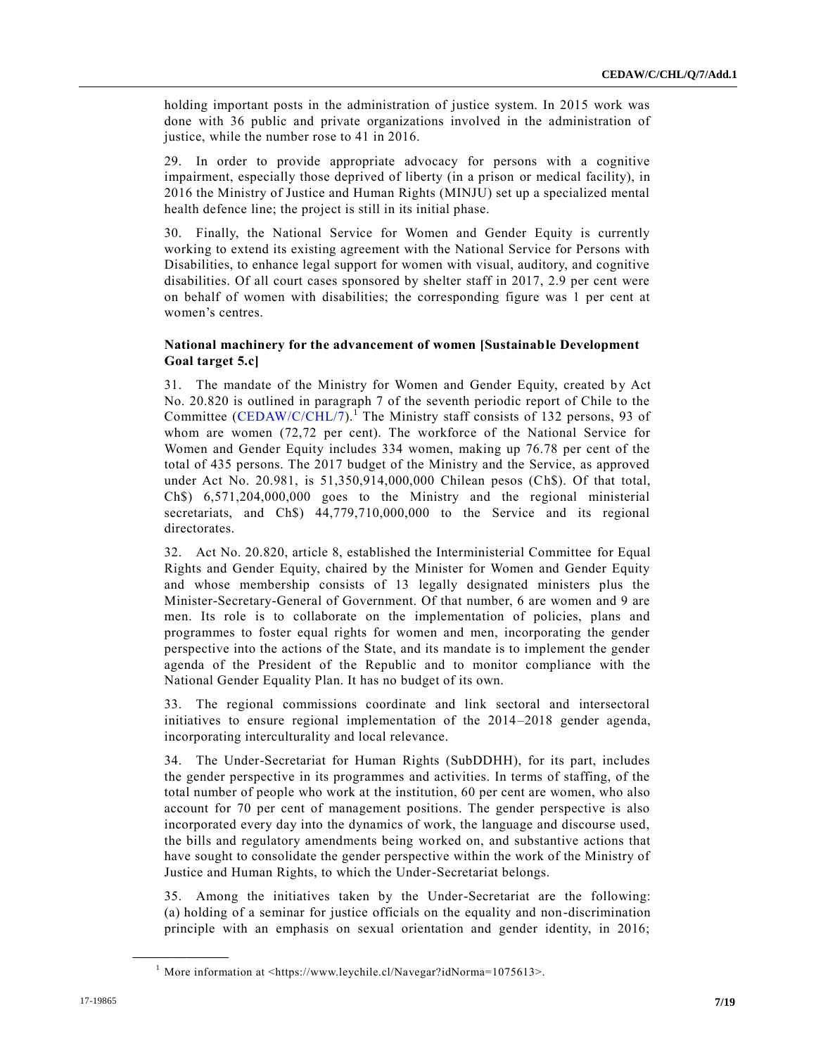holding important posts in the administration of justice system. In 2015 work was done with 36 public and private organizations involved in the administration of justice, while the number rose to 41 in 2016.

29. In order to provide appropriate advocacy for persons with a cognitive impairment, especially those deprived of liberty (in a prison or medical facility), in 2016 the Ministry of Justice and Human Rights (MINJU) set up a specialized mental health defence line; the project is still in its initial phase.

30. Finally, the National Service for Women and Gender Equity is currently working to extend its existing agreement with the National Service for Persons with Disabilities, to enhance legal support for women with visual, auditory, and cognitive disabilities. Of all court cases sponsored by shelter staff in 2017, 2.9 per cent were on behalf of women with disabilities; the corresponding figure was 1 per cent at women's centres.

### National machinery for the advancement of women [Sustainable Development Goal target 5.c]

31. The mandate of the Ministry for Women and Gender Equity, created by Act No. 20.820 is outlined in paragraph 7 of the seventh periodic report of Chile to the Committee (CEDAW/C/CHL/7).[1] The Ministry staff consists of 132 persons, 93 of whom are women (72,72 per cent). The workforce of the National Service for Women and Gender Equity includes 334 women, making up 76.78 per cent of the total of 435 persons. The 2017 budget of the Ministry and the Service, as approved under Act No. 20.981, is 51,350,914,000,000 Chilean pesos (Ch$). Of that total, Ch$) 6,571,204,000,000 goes to the Ministry and the regional ministerial secretariats, and Ch$) 44,779,710,000,000 to the Service and its regional directorates.

32. Act No. 20.820, article 8, established the Interministerial Committee for Equal Rights and Gender Equity, chaired by the Minister for Women and Gender Equity and whose membership consists of 13 legally designated ministers plus the Minister-Secretary-General of Government. Of that number, 6 are women and 9 are men. Its role is to collaborate on the implementation of policies, plans and programmes to foster equal rights for women and men, incorporating the gender perspective into the actions of the State, and its mandate is to implement the gender agenda of the President of the Republic and to monitor compliance with the National Gender Equality Plan. It has no budget of its own.

33. The regional commissions coordinate and link sectoral and intersectoral initiatives to ensure regional implementation of the 2014–2018 gender agenda, incorporating interculturality and local relevance.

34. The Under-Secretariat for Human Rights (SubDDHH), for its part, includes the gender perspective in its programmes and activities. In terms of staffing, of the total number of people who work at the institution, 60 per cent are women, who also account for 70 per cent of management positions. The gender perspective is also incorporated every day into the dynamics of work, the language and discourse used, the bills and regulatory amendments being worked on, and substantive actions that have sought to consolidate the gender perspective within the work of the Ministry of Justice and Human Rights, to which the Under-Secretariat belongs.

35. Among the initiatives taken by the Under-Secretariat are the following: (a) holding of a seminar for justice officials on the equality and non-discrimination principle with an emphasis on sexual orientation and gender identity, in 2016;

---

[1] More information at <https://www.leychile.cl/Navegar?idNorma=1075613>.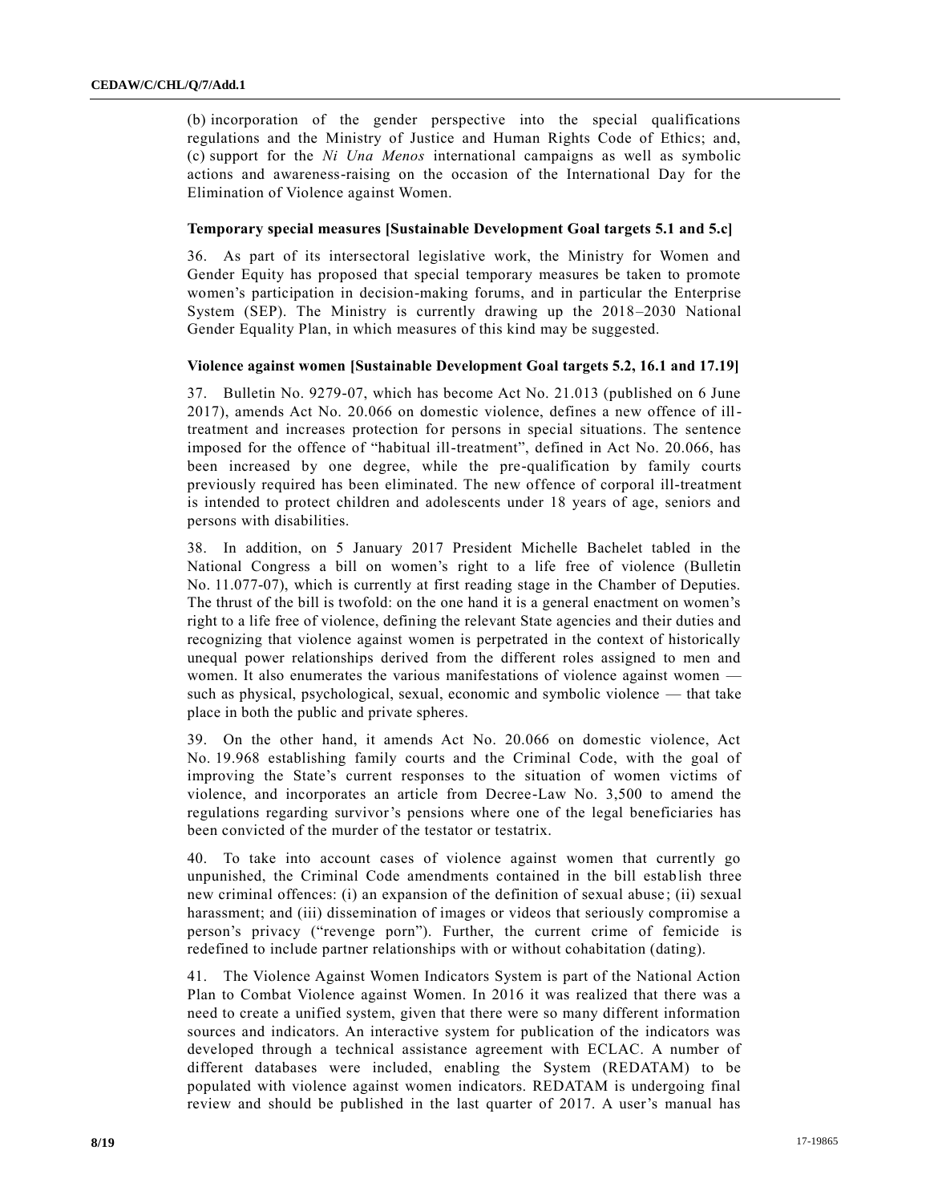(b) incorporation of the gender perspective into the special qualifications regulations and the Ministry of Justice and Human Rights Code of Ethics; and, (c) support for the *Ni Una Menos* international campaigns as well as symbolic actions and awareness-raising on the occasion of the International Day for the Elimination of Violence against Women.

**Temporary special measures [Sustainable Development Goal targets 5.1 and 5.c]**

36. As part of its intersectoral legislative work, the Ministry for Women and Gender Equity has proposed that special temporary measures be taken to promote women's participation in decision-making forums, and in particular the Enterprise System (SEP). The Ministry is currently drawing up the 2018–2030 National Gender Equality Plan, in which measures of this kind may be suggested.

**Violence against women [Sustainable Development Goal targets 5.2, 16.1 and 17.19]**

37. Bulletin No. 9279-07, which has become Act No. 21.013 (published on 6 June 2017), amends Act No. 20.066 on domestic violence, defines a new offence of ill-treatment and increases protection for persons in special situations. The sentence imposed for the offence of "habitual ill-treatment", defined in Act No. 20.066, has been increased by one degree, while the pre-qualification by family courts previously required has been eliminated. The new offence of corporal ill-treatment is intended to protect children and adolescents under 18 years of age, seniors and persons with disabilities.

38. In addition, on 5 January 2017 President Michelle Bachelet tabled in the National Congress a bill on women's right to a life free of violence (Bulletin No. 11.077-07), which is currently at first reading stage in the Chamber of Deputies. The thrust of the bill is twofold: on the one hand it is a general enactment on women's right to a life free of violence, defining the relevant State agencies and their duties and recognizing that violence against women is perpetrated in the context of historically unequal power relationships derived from the different roles assigned to men and women. It also enumerates the various manifestations of violence against women — such as physical, psychological, sexual, economic and symbolic violence — that take place in both the public and private spheres.

39. On the other hand, it amends Act No. 20.066 on domestic violence, Act No. 19.968 establishing family courts and the Criminal Code, with the goal of improving the State's current responses to the situation of women victims of violence, and incorporates an article from Decree-Law No. 3,500 to amend the regulations regarding survivor's pensions where one of the legal beneficiaries has been convicted of the murder of the testator or testatrix.

40. To take into account cases of violence against women that currently go unpunished, the Criminal Code amendments contained in the bill establish three new criminal offences: (i) an expansion of the definition of sexual abuse; (ii) sexual harassment; and (iii) dissemination of images or videos that seriously compromise a person's privacy ("revenge porn"). Further, the current crime of femicide is redefined to include partner relationships with or without cohabitation (dating).

41. The Violence Against Women Indicators System is part of the National Action Plan to Combat Violence against Women. In 2016 it was realized that there was a need to create a unified system, given that there were so many different information sources and indicators. An interactive system for publication of the indicators was developed through a technical assistance agreement with ECLAC. A number of different databases were included, enabling the System (REDATAM) to be populated with violence against women indicators. REDATAM is undergoing final review and should be published in the last quarter of 2017. A user's manual has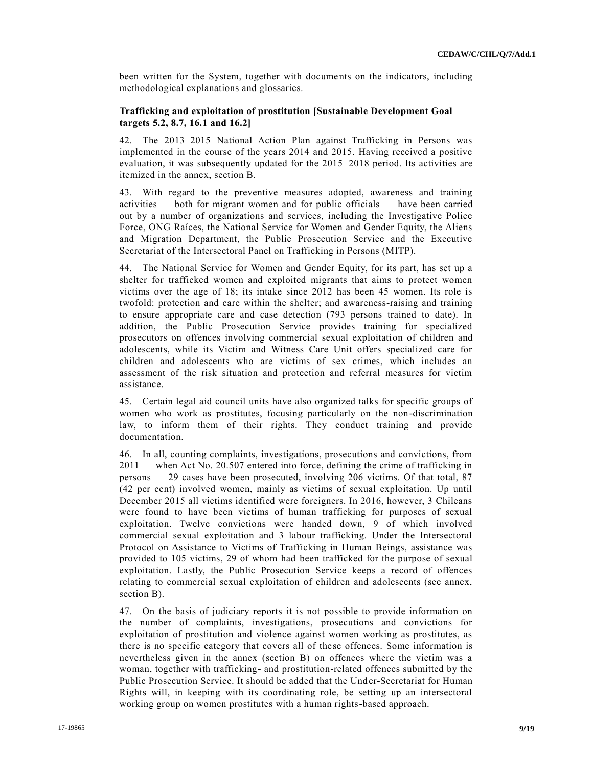been written for the System, together with documents on the indicators, including methodological explanations and glossaries.

### Trafficking and exploitation of prostitution [Sustainable Development Goal targets 5.2, 8.7, 16.1 and 16.2]

42. The 2013–2015 National Action Plan against Trafficking in Persons was implemented in the course of the years 2014 and 2015. Having received a positive evaluation, it was subsequently updated for the 2015–2018 period. Its activities are itemized in the annex, section B.

43. With regard to the preventive measures adopted, awareness and training activities — both for migrant women and for public officials — have been carried out by a number of organizations and services, including the Investigative Police Force, ONG Raíces, the National Service for Women and Gender Equity, the Aliens and Migration Department, the Public Prosecution Service and the Executive Secretariat of the Intersectoral Panel on Trafficking in Persons (MITP).

44. The National Service for Women and Gender Equity, for its part, has set up a shelter for trafficked women and exploited migrants that aims to protect women victims over the age of 18; its intake since 2012 has been 45 women. Its role is twofold: protection and care within the shelter; and awareness-raising and training to ensure appropriate care and case detection (793 persons trained to date). In addition, the Public Prosecution Service provides training for specialized prosecutors on offences involving commercial sexual exploitation of children and adolescents, while its Victim and Witness Care Unit offers specialized care for children and adolescents who are victims of sex crimes, which includes an assessment of the risk situation and protection and referral measures for victim assistance.

45. Certain legal aid council units have also organized talks for specific groups of women who work as prostitutes, focusing particularly on the non-discrimination law, to inform them of their rights. They conduct training and provide documentation.

46. In all, counting complaints, investigations, prosecutions and convictions, from 2011 — when Act No. 20.507 entered into force, defining the crime of trafficking in persons — 29 cases have been prosecuted, involving 206 victims. Of that total, 87 (42 per cent) involved women, mainly as victims of sexual exploitation. Up until December 2015 all victims identified were foreigners. In 2016, however, 3 Chileans were found to have been victims of human trafficking for purposes of sexual exploitation. Twelve convictions were handed down, 9 of which involved commercial sexual exploitation and 3 labour trafficking. Under the Intersectoral Protocol on Assistance to Victims of Trafficking in Human Beings, assistance was provided to 105 victims, 29 of whom had been trafficked for the purpose of sexual exploitation. Lastly, the Public Prosecution Service keeps a record of offences relating to commercial sexual exploitation of children and adolescents (see annex, section B).

47. On the basis of judiciary reports it is not possible to provide information on the number of complaints, investigations, prosecutions and convictions for exploitation of prostitution and violence against women working as prostitutes, as there is no specific category that covers all of these offences. Some information is nevertheless given in the annex (section B) on offences where the victim was a woman, together with trafficking- and prostitution-related offences submitted by the Public Prosecution Service. It should be added that the Under-Secretariat for Human Rights will, in keeping with its coordinating role, be setting up an intersectoral working group on women prostitutes with a human rights-based approach.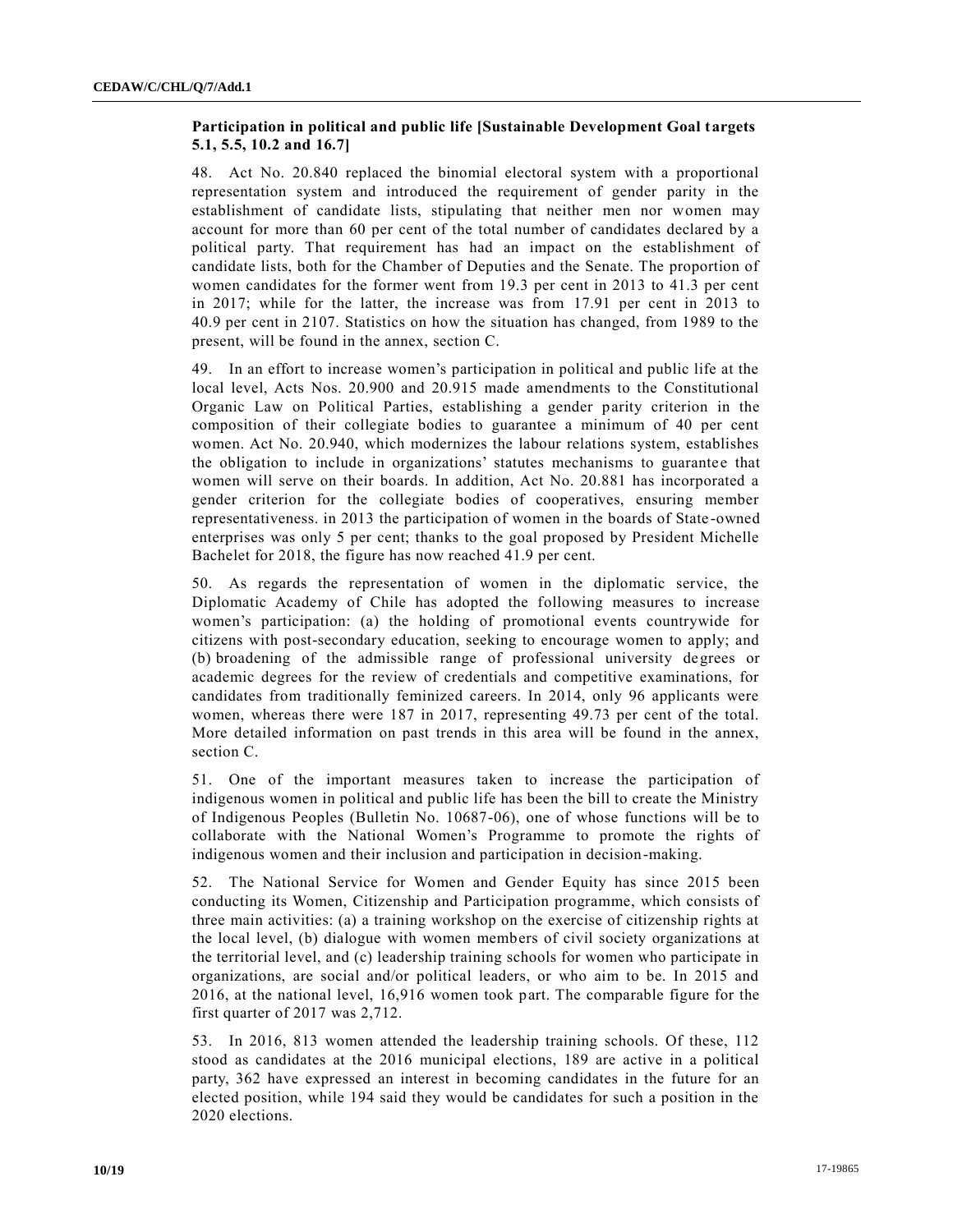### Participation in political and public life [Sustainable Development Goal targets 5.1, 5.5, 10.2 and 16.7]

48. Act No. 20.840 replaced the binomial electoral system with a proportional representation system and introduced the requirement of gender parity in the establishment of candidate lists, stipulating that neither men nor women may account for more than 60 per cent of the total number of candidates declared by a political party. That requirement has had an impact on the establishment of candidate lists, both for the Chamber of Deputies and the Senate. The proportion of women candidates for the former went from 19.3 per cent in 2013 to 41.3 per cent in 2017; while for the latter, the increase was from 17.91 per cent in 2013 to 40.9 per cent in 2107. Statistics on how the situation has changed, from 1989 to the present, will be found in the annex, section C.

49. In an effort to increase women's participation in political and public life at the local level, Acts Nos. 20.900 and 20.915 made amendments to the Constitutional Organic Law on Political Parties, establishing a gender parity criterion in the composition of their collegiate bodies to guarantee a minimum of 40 per cent women. Act No. 20.940, which modernizes the labour relations system, establishes the obligation to include in organizations' statutes mechanisms to guarantee that women will serve on their boards. In addition, Act No. 20.881 has incorporated a gender criterion for the collegiate bodies of cooperatives, ensuring member representativeness. in 2013 the participation of women in the boards of State-owned enterprises was only 5 per cent; thanks to the goal proposed by President Michelle Bachelet for 2018, the figure has now reached 41.9 per cent.

50. As regards the representation of women in the diplomatic service, the Diplomatic Academy of Chile has adopted the following measures to increase women's participation: (a) the holding of promotional events countrywide for citizens with post-secondary education, seeking to encourage women to apply; and (b) broadening of the admissible range of professional university degrees or academic degrees for the review of credentials and competitive examinations, for candidates from traditionally feminized careers. In 2014, only 96 applicants were women, whereas there were 187 in 2017, representing 49.73 per cent of the total. More detailed information on past trends in this area will be found in the annex, section C.

51. One of the important measures taken to increase the participation of indigenous women in political and public life has been the bill to create the Ministry of Indigenous Peoples (Bulletin No. 10687-06), one of whose functions will be to collaborate with the National Women's Programme to promote the rights of indigenous women and their inclusion and participation in decision-making.

52. The National Service for Women and Gender Equity has since 2015 been conducting its Women, Citizenship and Participation programme, which consists of three main activities: (a) a training workshop on the exercise of citizenship rights at the local level, (b) dialogue with women members of civil society organizations at the territorial level, and (c) leadership training schools for women who participate in organizations, are social and/or political leaders, or who aim to be. In 2015 and 2016, at the national level, 16,916 women took part. The comparable figure for the first quarter of 2017 was 2,712.

53. In 2016, 813 women attended the leadership training schools. Of these, 112 stood as candidates at the 2016 municipal elections, 189 are active in a political party, 362 have expressed an interest in becoming candidates in the future for an elected position, while 194 said they would be candidates for such a position in the 2020 elections.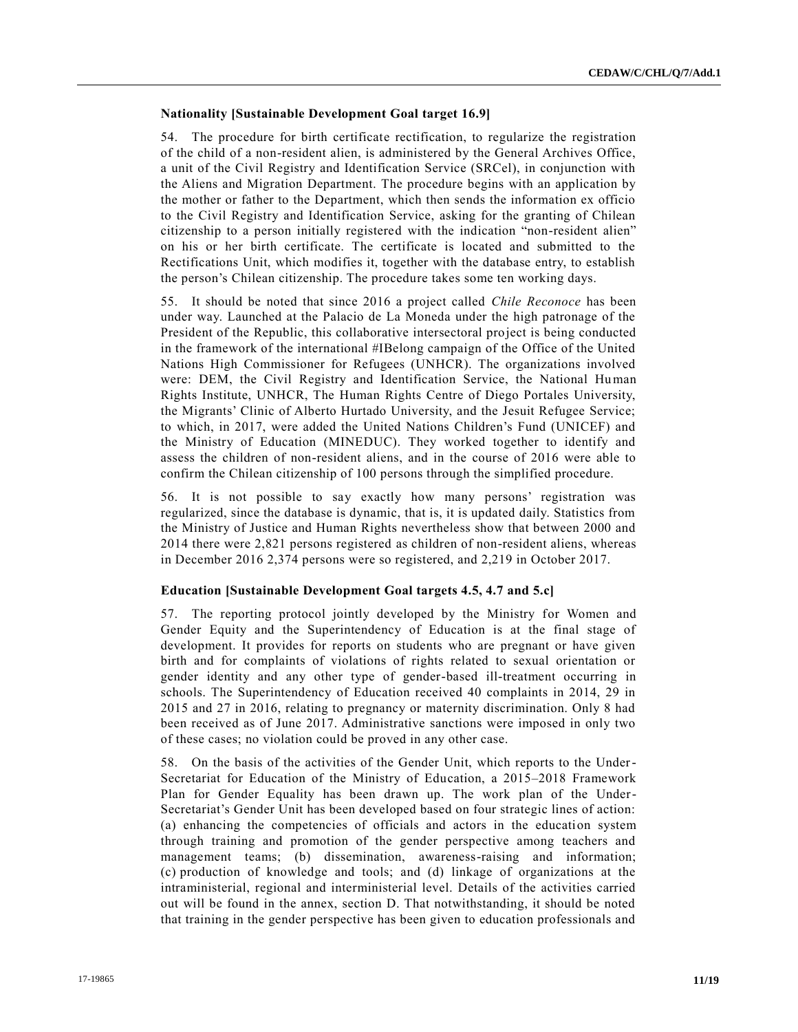### Nationality [Sustainable Development Goal target 16.9]

54. The procedure for birth certificate rectification, to regularize the registration of the child of a non-resident alien, is administered by the General Archives Office, a unit of the Civil Registry and Identification Service (SRCel), in conjunction with the Aliens and Migration Department. The procedure begins with an application by the mother or father to the Department, which then sends the information ex officio to the Civil Registry and Identification Service, asking for the granting of Chilean citizenship to a person initially registered with the indication "non-resident alien" on his or her birth certificate. The certificate is located and submitted to the Rectifications Unit, which modifies it, together with the database entry, to establish the person's Chilean citizenship. The procedure takes some ten working days.

55. It should be noted that since 2016 a project called *Chile Reconoce* has been under way. Launched at the Palacio de La Moneda under the high patronage of the President of the Republic, this collaborative intersectoral project is being conducted in the framework of the international #IBelong campaign of the Office of the United Nations High Commissioner for Refugees (UNHCR). The organizations involved were: DEM, the Civil Registry and Identification Service, the National Human Rights Institute, UNHCR, The Human Rights Centre of Diego Portales University, the Migrants' Clinic of Alberto Hurtado University, and the Jesuit Refugee Service; to which, in 2017, were added the United Nations Children's Fund (UNICEF) and the Ministry of Education (MINEDUC). They worked together to identify and assess the children of non-resident aliens, and in the course of 2016 were able to confirm the Chilean citizenship of 100 persons through the simplified procedure.

56. It is not possible to say exactly how many persons' registration was regularized, since the database is dynamic, that is, it is updated daily. Statistics from the Ministry of Justice and Human Rights nevertheless show that between 2000 and 2014 there were 2,821 persons registered as children of non-resident aliens, whereas in December 2016 2,374 persons were so registered, and 2,219 in October 2017.

### Education [Sustainable Development Goal targets 4.5, 4.7 and 5.c]

57. The reporting protocol jointly developed by the Ministry for Women and Gender Equity and the Superintendency of Education is at the final stage of development. It provides for reports on students who are pregnant or have given birth and for complaints of violations of rights related to sexual orientation or gender identity and any other type of gender-based ill-treatment occurring in schools. The Superintendency of Education received 40 complaints in 2014, 29 in 2015 and 27 in 2016, relating to pregnancy or maternity discrimination. Only 8 had been received as of June 2017. Administrative sanctions were imposed in only two of these cases; no violation could be proved in any other case.

58. On the basis of the activities of the Gender Unit, which reports to the Under-Secretariat for Education of the Ministry of Education, a 2015–2018 Framework Plan for Gender Equality has been drawn up. The work plan of the Under-Secretariat's Gender Unit has been developed based on four strategic lines of action: (a) enhancing the competencies of officials and actors in the education system through training and promotion of the gender perspective among teachers and management teams; (b) dissemination, awareness-raising and information; (c) production of knowledge and tools; and (d) linkage of organizations at the intraministerial, regional and interministerial level. Details of the activities carried out will be found in the annex, section D. That notwithstanding, it should be noted that training in the gender perspective has been given to education professionals and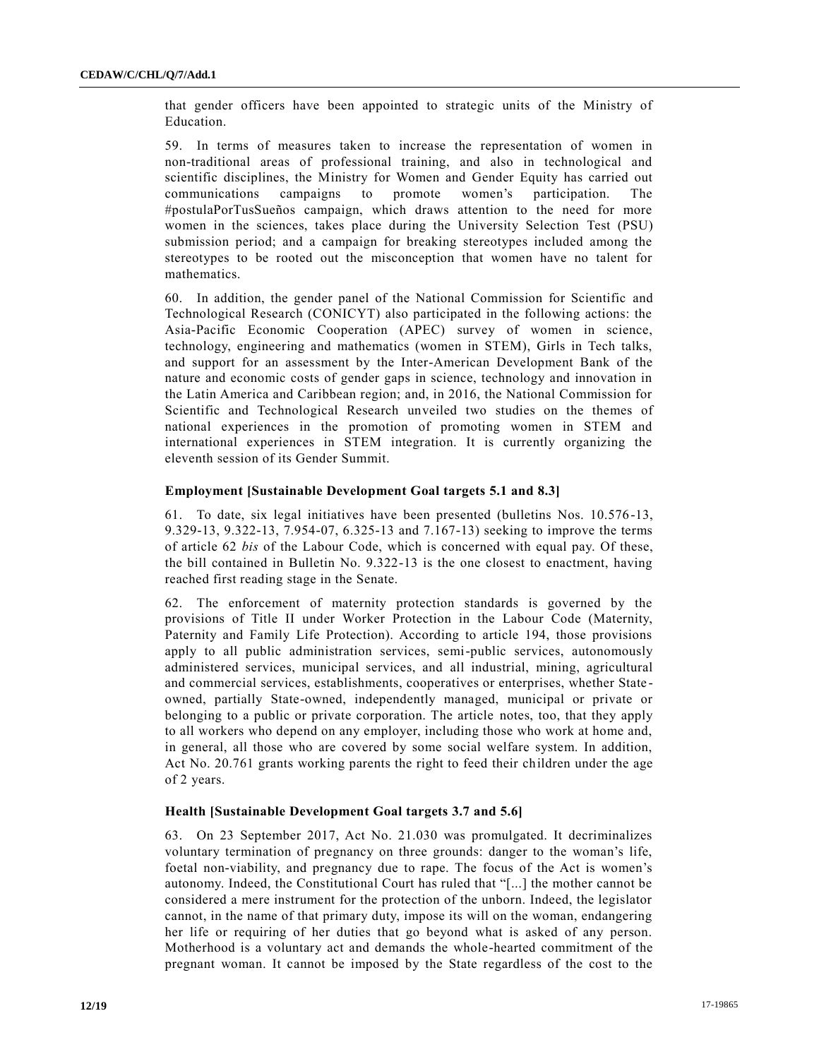that gender officers have been appointed to strategic units of the Ministry of Education.

59. In terms of measures taken to increase the representation of women in non-traditional areas of professional training, and also in technological and scientific disciplines, the Ministry for Women and Gender Equity has carried out communications campaigns to promote women's participation. The #postulaPorTusSueños campaign, which draws attention to the need for more women in the sciences, takes place during the University Selection Test (PSU) submission period; and a campaign for breaking stereotypes included among the stereotypes to be rooted out the misconception that women have no talent for mathematics.

60. In addition, the gender panel of the National Commission for Scientific and Technological Research (CONICYT) also participated in the following actions: the Asia-Pacific Economic Cooperation (APEC) survey of women in science, technology, engineering and mathematics (women in STEM), Girls in Tech talks, and support for an assessment by the Inter-American Development Bank of the nature and economic costs of gender gaps in science, technology and innovation in the Latin America and Caribbean region; and, in 2016, the National Commission for Scientific and Technological Research unveiled two studies on the themes of national experiences in the promotion of promoting women in STEM and international experiences in STEM integration. It is currently organizing the eleventh session of its Gender Summit.

### Employment [Sustainable Development Goal targets 5.1 and 8.3]

61. To date, six legal initiatives have been presented (bulletins Nos. 10.576-13, 9.329-13, 9.322-13, 7.954-07, 6.325-13 and 7.167-13) seeking to improve the terms of article 62 *bis* of the Labour Code, which is concerned with equal pay. Of these, the bill contained in Bulletin No. 9.322-13 is the one closest to enactment, having reached first reading stage in the Senate.

62. The enforcement of maternity protection standards is governed by the provisions of Title II under Worker Protection in the Labour Code (Maternity, Paternity and Family Life Protection). According to article 194, those provisions apply to all public administration services, semi-public services, autonomously administered services, municipal services, and all industrial, mining, agricultural and commercial services, establishments, cooperatives or enterprises, whether State-owned, partially State-owned, independently managed, municipal or private or belonging to a public or private corporation. The article notes, too, that they apply to all workers who depend on any employer, including those who work at home and, in general, all those who are covered by some social welfare system. In addition, Act No. 20.761 grants working parents the right to feed their children under the age of 2 years.

### Health [Sustainable Development Goal targets 3.7 and 5.6]

63. On 23 September 2017, Act No. 21.030 was promulgated. It decriminalizes voluntary termination of pregnancy on three grounds: danger to the woman's life, foetal non-viability, and pregnancy due to rape. The focus of the Act is women's autonomy. Indeed, the Constitutional Court has ruled that "[...] the mother cannot be considered a mere instrument for the protection of the unborn. Indeed, the legislator cannot, in the name of that primary duty, impose its will on the woman, endangering her life or requiring of her duties that go beyond what is asked of any person. Motherhood is a voluntary act and demands the whole-hearted commitment of the pregnant woman. It cannot be imposed by the State regardless of the cost to the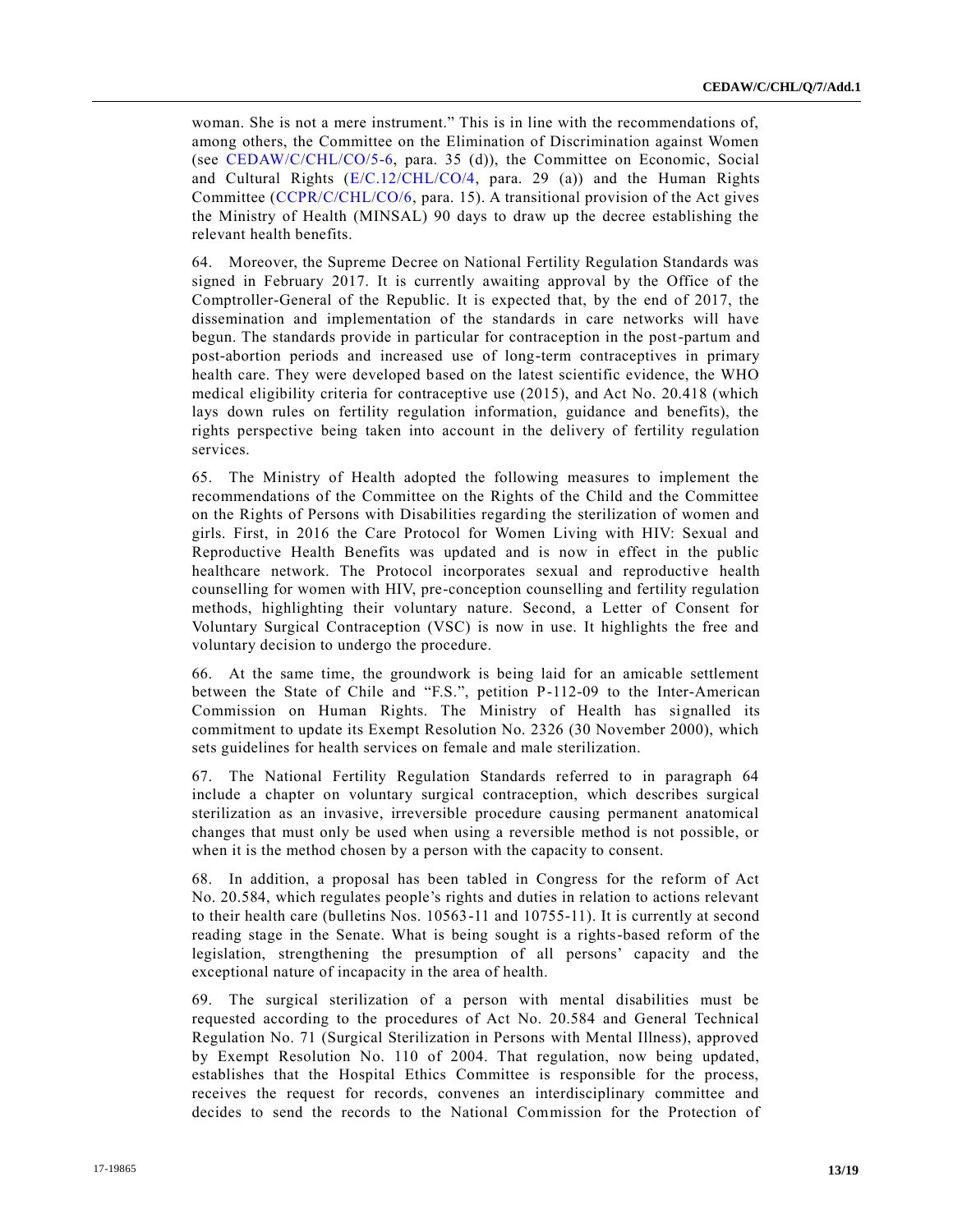woman. She is not a mere instrument." This is in line with the recommendations of, among others, the Committee on the Elimination of Discrimination against Women (see CEDAW/C/CHL/CO/5-6, para. 35 (d)), the Committee on Economic, Social and Cultural Rights (E/C.12/CHL/CO/4, para. 29 (a)) and the Human Rights Committee (CCPR/C/CHL/CO/6, para. 15). A transitional provision of the Act gives the Ministry of Health (MINSAL) 90 days to draw up the decree establishing the relevant health benefits.

64. Moreover, the Supreme Decree on National Fertility Regulation Standards was signed in February 2017. It is currently awaiting approval by the Office of the Comptroller-General of the Republic. It is expected that, by the end of 2017, the dissemination and implementation of the standards in care networks will have begun. The standards provide in particular for contraception in the post-partum and post-abortion periods and increased use of long-term contraceptives in primary health care. They were developed based on the latest scientific evidence, the WHO medical eligibility criteria for contraceptive use (2015), and Act No. 20.418 (which lays down rules on fertility regulation information, guidance and benefits), the rights perspective being taken into account in the delivery of fertility regulation services.

65. The Ministry of Health adopted the following measures to implement the recommendations of the Committee on the Rights of the Child and the Committee on the Rights of Persons with Disabilities regarding the sterilization of women and girls. First, in 2016 the Care Protocol for Women Living with HIV: Sexual and Reproductive Health Benefits was updated and is now in effect in the public healthcare network. The Protocol incorporates sexual and reproductive health counselling for women with HIV, pre-conception counselling and fertility regulation methods, highlighting their voluntary nature. Second, a Letter of Consent for Voluntary Surgical Contraception (VSC) is now in use. It highlights the free and voluntary decision to undergo the procedure.

66. At the same time, the groundwork is being laid for an amicable settlement between the State of Chile and "F.S.", petition P-112-09 to the Inter-American Commission on Human Rights. The Ministry of Health has signalled its commitment to update its Exempt Resolution No. 2326 (30 November 2000), which sets guidelines for health services on female and male sterilization.

67. The National Fertility Regulation Standards referred to in paragraph 64 include a chapter on voluntary surgical contraception, which describes surgical sterilization as an invasive, irreversible procedure causing permanent anatomical changes that must only be used when using a reversible method is not possible, or when it is the method chosen by a person with the capacity to consent.

68. In addition, a proposal has been tabled in Congress for the reform of Act No. 20.584, which regulates people's rights and duties in relation to actions relevant to their health care (bulletins Nos. 10563-11 and 10755-11). It is currently at second reading stage in the Senate. What is being sought is a rights-based reform of the legislation, strengthening the presumption of all persons' capacity and the exceptional nature of incapacity in the area of health.

69. The surgical sterilization of a person with mental disabilities must be requested according to the procedures of Act No. 20.584 and General Technical Regulation No. 71 (Surgical Sterilization in Persons with Mental Illness), approved by Exempt Resolution No. 110 of 2004. That regulation, now being updated, establishes that the Hospital Ethics Committee is responsible for the process, receives the request for records, convenes an interdisciplinary committee and decides to send the records to the National Commission for the Protection of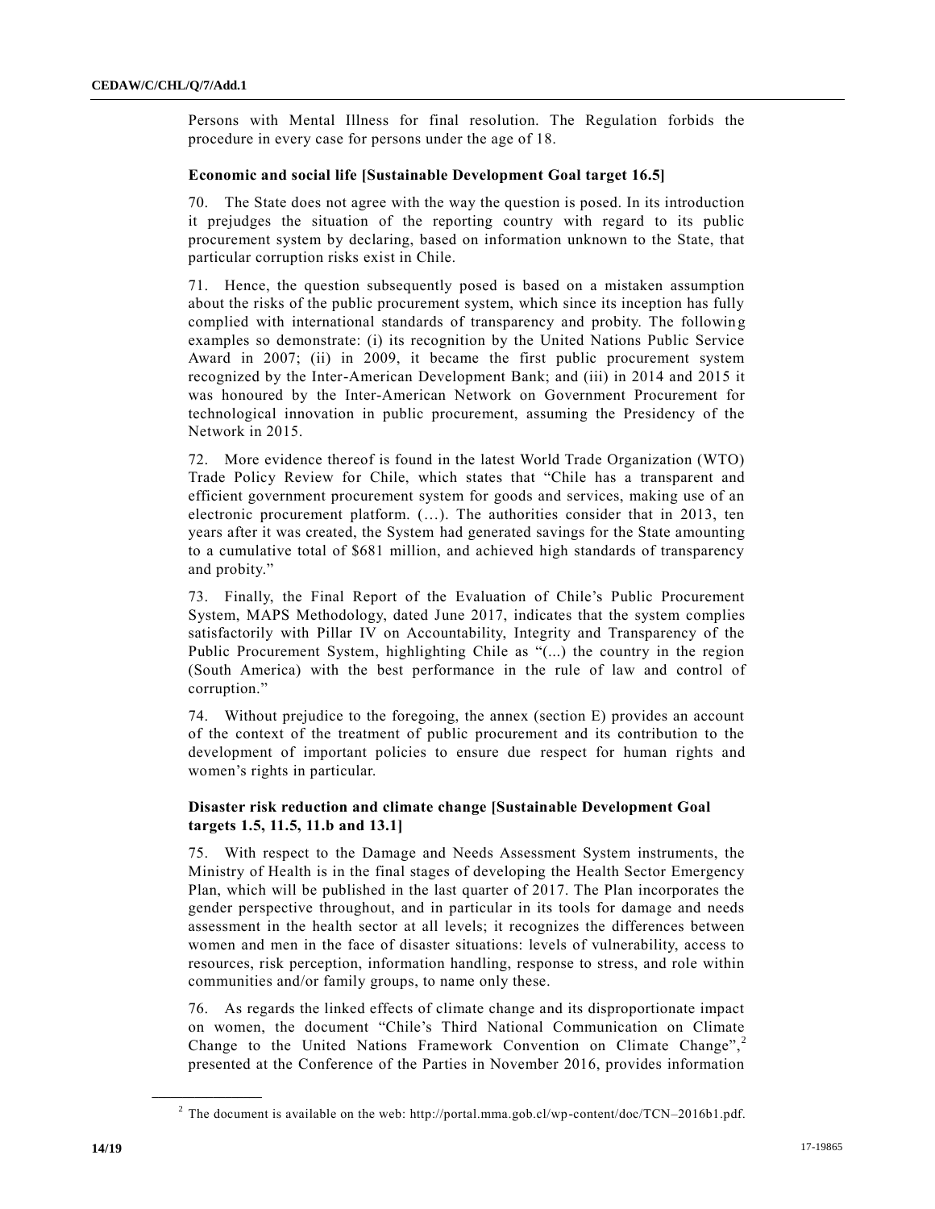Persons with Mental Illness for final resolution. The Regulation forbids the procedure in every case for persons under the age of 18.

### Economic and social life [Sustainable Development Goal target 16.5]

70. The State does not agree with the way the question is posed. In its introduction it prejudges the situation of the reporting country with regard to its public procurement system by declaring, based on information unknown to the State, that particular corruption risks exist in Chile.

71. Hence, the question subsequently posed is based on a mistaken assumption about the risks of the public procurement system, which since its inception has fully complied with international standards of transparency and probity. The following examples so demonstrate: (i) its recognition by the United Nations Public Service Award in 2007; (ii) in 2009, it became the first public procurement system recognized by the Inter-American Development Bank; and (iii) in 2014 and 2015 it was honoured by the Inter-American Network on Government Procurement for technological innovation in public procurement, assuming the Presidency of the Network in 2015.

72. More evidence thereof is found in the latest World Trade Organization (WTO) Trade Policy Review for Chile, which states that "Chile has a transparent and efficient government procurement system for goods and services, making use of an electronic procurement platform. (…). The authorities consider that in 2013, ten years after it was created, the System had generated savings for the State amounting to a cumulative total of $681 million, and achieved high standards of transparency and probity."

73. Finally, the Final Report of the Evaluation of Chile's Public Procurement System, MAPS Methodology, dated June 2017, indicates that the system complies satisfactorily with Pillar IV on Accountability, Integrity and Transparency of the Public Procurement System, highlighting Chile as "(...) the country in the region (South America) with the best performance in the rule of law and control of corruption."

74. Without prejudice to the foregoing, the annex (section E) provides an account of the context of the treatment of public procurement and its contribution to the development of important policies to ensure due respect for human rights and women's rights in particular.

### Disaster risk reduction and climate change [Sustainable Development Goal targets 1.5, 11.5, 11.b and 13.1]

75. With respect to the Damage and Needs Assessment System instruments, the Ministry of Health is in the final stages of developing the Health Sector Emergency Plan, which will be published in the last quarter of 2017. The Plan incorporates the gender perspective throughout, and in particular in its tools for damage and needs assessment in the health sector at all levels; it recognizes the differences between women and men in the face of disaster situations: levels of vulnerability, access to resources, risk perception, information handling, response to stress, and role within communities and/or family groups, to name only these.

76. As regards the linked effects of climate change and its disproportionate impact on women, the document "Chile's Third National Communication on Climate Change to the United Nations Framework Convention on Climate Change",[2] presented at the Conference of the Parties in November 2016, provides information

---

[2] The document is available on the web: http://portal.mma.gob.cl/wp-content/doc/TCN–2016b1.pdf.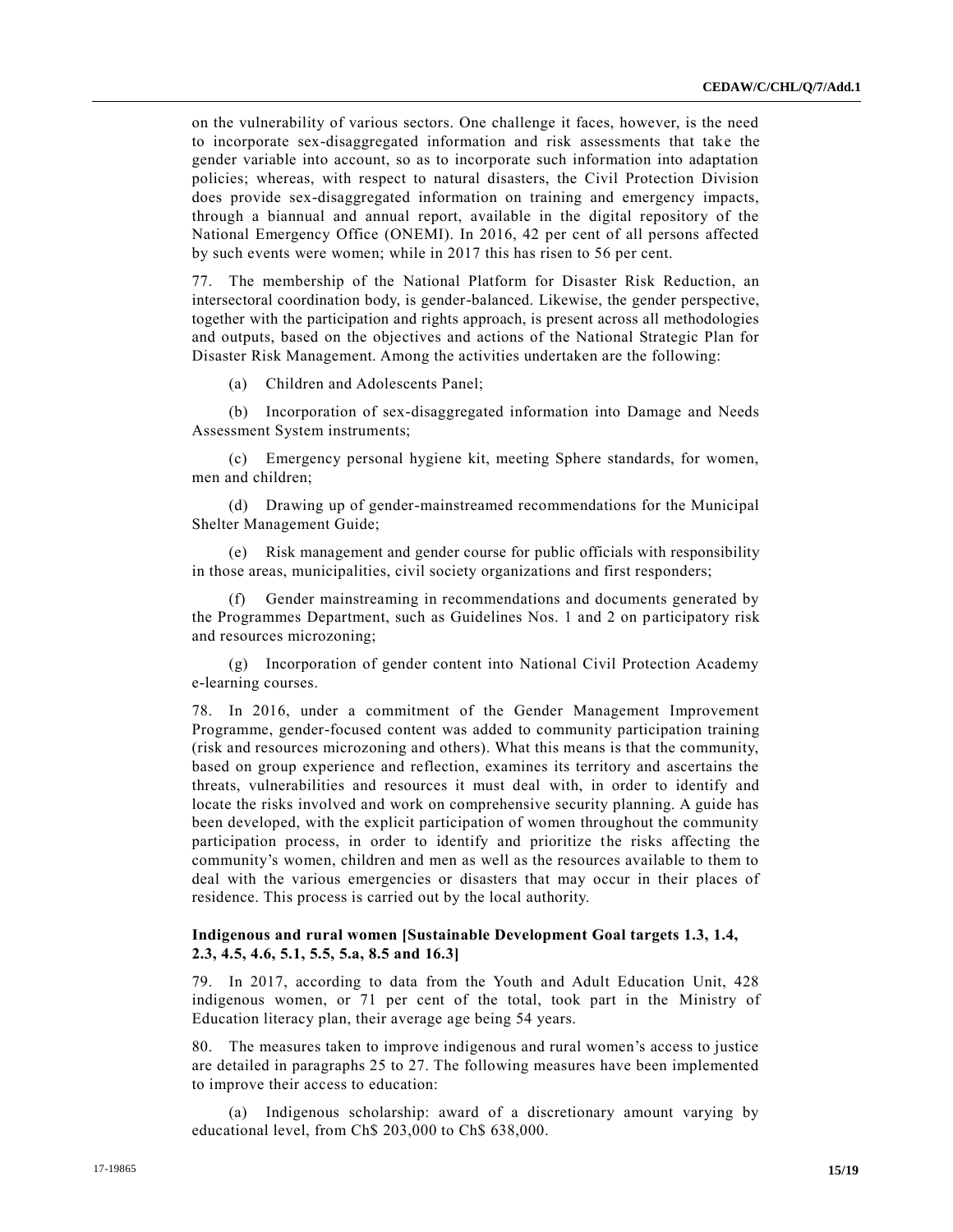on the vulnerability of various sectors. One challenge it faces, however, is the need to incorporate sex-disaggregated information and risk assessments that take the gender variable into account, so as to incorporate such information into adaptation policies; whereas, with respect to natural disasters, the Civil Protection Division does provide sex-disaggregated information on training and emergency impacts, through a biannual and annual report, available in the digital repository of the National Emergency Office (ONEMI). In 2016, 42 per cent of all persons affected by such events were women; while in 2017 this has risen to 56 per cent.

77. The membership of the National Platform for Disaster Risk Reduction, an intersectoral coordination body, is gender-balanced. Likewise, the gender perspective, together with the participation and rights approach, is present across all methodologies and outputs, based on the objectives and actions of the National Strategic Plan for Disaster Risk Management. Among the activities undertaken are the following:

(a) Children and Adolescents Panel;

(b) Incorporation of sex-disaggregated information into Damage and Needs Assessment System instruments;

(c) Emergency personal hygiene kit, meeting Sphere standards, for women, men and children;

(d) Drawing up of gender-mainstreamed recommendations for the Municipal Shelter Management Guide;

(e) Risk management and gender course for public officials with responsibility in those areas, municipalities, civil society organizations and first responders;

(f) Gender mainstreaming in recommendations and documents generated by the Programmes Department, such as Guidelines Nos. 1 and 2 on participatory risk and resources microzoning;

(g) Incorporation of gender content into National Civil Protection Academy e-learning courses.

78. In 2016, under a commitment of the Gender Management Improvement Programme, gender-focused content was added to community participation training (risk and resources microzoning and others). What this means is that the community, based on group experience and reflection, examines its territory and ascertains the threats, vulnerabilities and resources it must deal with, in order to identify and locate the risks involved and work on comprehensive security planning. A guide has been developed, with the explicit participation of women throughout the community participation process, in order to identify and prioritize the risks affecting the community's women, children and men as well as the resources available to them to deal with the various emergencies or disasters that may occur in their places of residence. This process is carried out by the local authority.

### Indigenous and rural women [Sustainable Development Goal targets 1.3, 1.4, 2.3, 4.5, 4.6, 5.1, 5.5, 5.a, 8.5 and 16.3]

79. In 2017, according to data from the Youth and Adult Education Unit, 428 indigenous women, or 71 per cent of the total, took part in the Ministry of Education literacy plan, their average age being 54 years.

80. The measures taken to improve indigenous and rural women's access to justice are detailed in paragraphs 25 to 27. The following measures have been implemented to improve their access to education:

(a) Indigenous scholarship: award of a discretionary amount varying by educational level, from Ch$ 203,000 to Ch$ 638,000.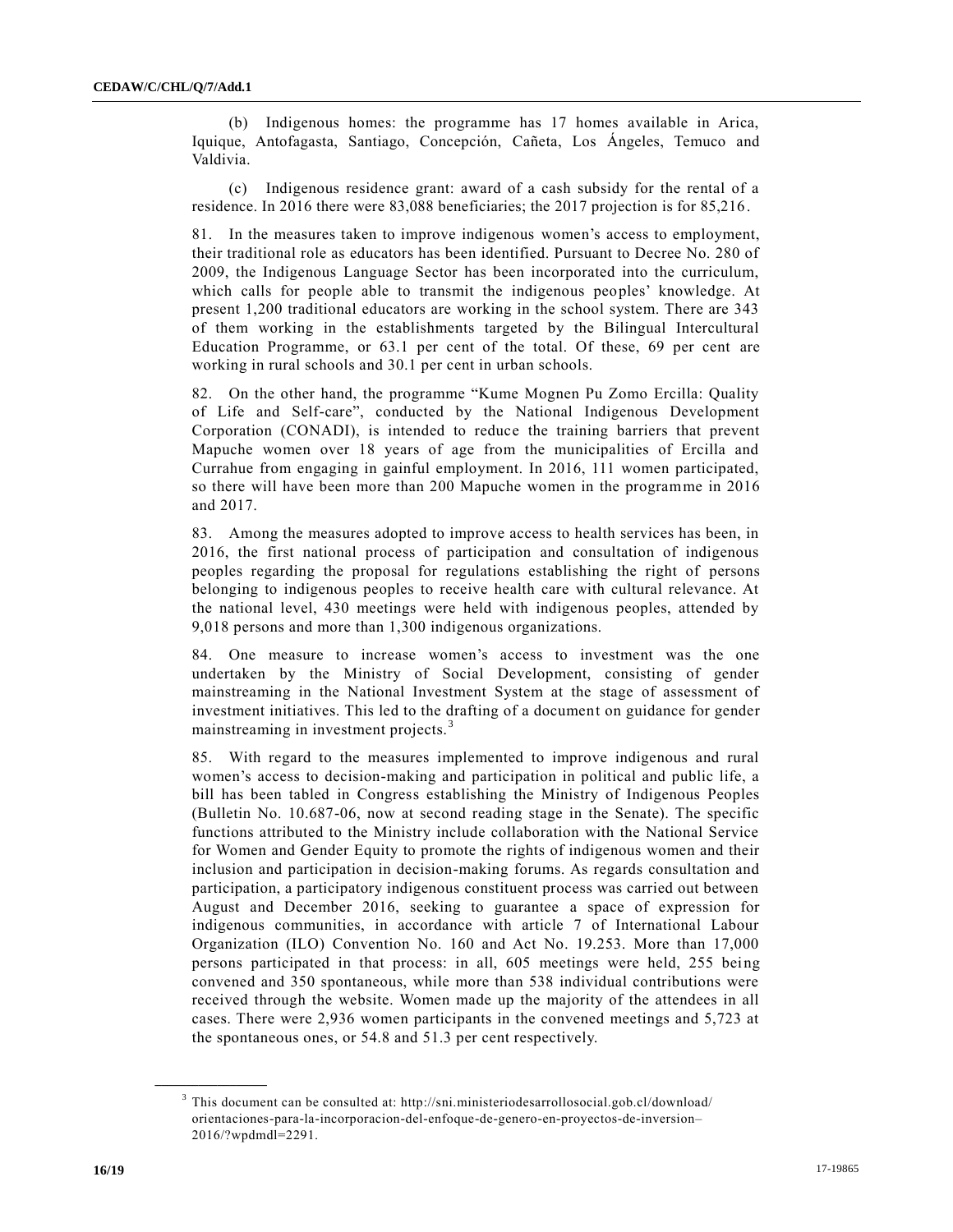(b) Indigenous homes: the programme has 17 homes available in Arica, Iquique, Antofagasta, Santiago, Concepción, Cañeta, Los Ángeles, Temuco and Valdivia.

(c) Indigenous residence grant: award of a cash subsidy for the rental of a residence. In 2016 there were 83,088 beneficiaries; the 2017 projection is for 85,216.

81. In the measures taken to improve indigenous women's access to employment, their traditional role as educators has been identified. Pursuant to Decree No. 280 of 2009, the Indigenous Language Sector has been incorporated into the curriculum, which calls for people able to transmit the indigenous peoples' knowledge. At present 1,200 traditional educators are working in the school system. There are 343 of them working in the establishments targeted by the Bilingual Intercultural Education Programme, or 63.1 per cent of the total. Of these, 69 per cent are working in rural schools and 30.1 per cent in urban schools.

82. On the other hand, the programme "Kume Mognen Pu Zomo Ercilla: Quality of Life and Self-care", conducted by the National Indigenous Development Corporation (CONADI), is intended to reduce the training barriers that prevent Mapuche women over 18 years of age from the municipalities of Ercilla and Currahue from engaging in gainful employment. In 2016, 111 women participated, so there will have been more than 200 Mapuche women in the programme in 2016 and 2017.

83. Among the measures adopted to improve access to health services has been, in 2016, the first national process of participation and consultation of indigenous peoples regarding the proposal for regulations establishing the right of persons belonging to indigenous peoples to receive health care with cultural relevance. At the national level, 430 meetings were held with indigenous peoples, attended by 9,018 persons and more than 1,300 indigenous organizations.

84. One measure to increase women's access to investment was the one undertaken by the Ministry of Social Development, consisting of gender mainstreaming in the National Investment System at the stage of assessment of investment initiatives. This led to the drafting of a document on guidance for gender mainstreaming in investment projects.[3]

85. With regard to the measures implemented to improve indigenous and rural women's access to decision-making and participation in political and public life, a bill has been tabled in Congress establishing the Ministry of Indigenous Peoples (Bulletin No. 10.687-06, now at second reading stage in the Senate). The specific functions attributed to the Ministry include collaboration with the National Service for Women and Gender Equity to promote the rights of indigenous women and their inclusion and participation in decision-making forums. As regards consultation and participation, a participatory indigenous constituent process was carried out between August and December 2016, seeking to guarantee a space of expression for indigenous communities, in accordance with article 7 of International Labour Organization (ILO) Convention No. 160 and Act No. 19.253. More than 17,000 persons participated in that process: in all, 605 meetings were held, 255 being convened and 350 spontaneous, while more than 538 individual contributions were received through the website. Women made up the majority of the attendees in all cases. There were 2,936 women participants in the convened meetings and 5,723 at the spontaneous ones, or 54.8 and 51.3 per cent respectively.

---

[3] This document can be consulted at: http://sni.ministeriodesarrollosocial.gob.cl/download/orientaciones-para-la-incorporacion-del-enfoque-de-genero-en-proyectos-de-inversion–2016/?wpdmdl=2291.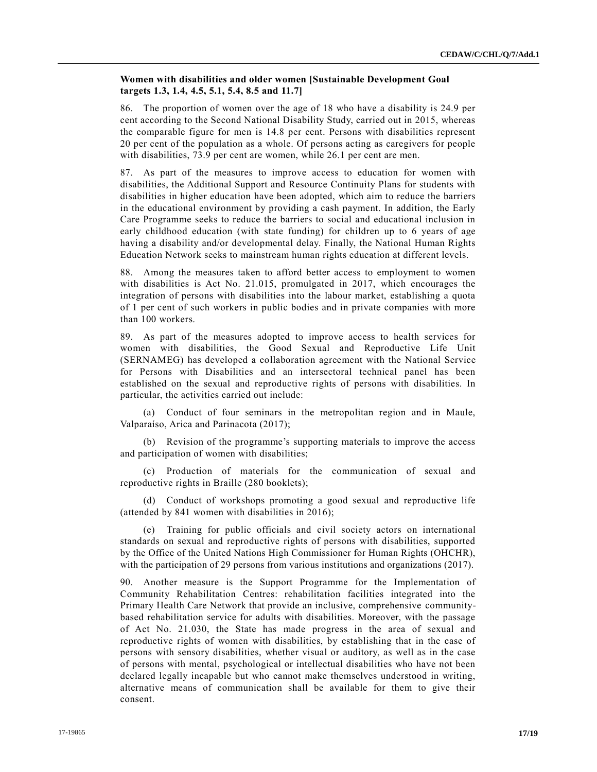### Women with disabilities and older women [Sustainable Development Goal targets 1.3, 1.4, 4.5, 5.1, 5.4, 8.5 and 11.7]

86. The proportion of women over the age of 18 who have a disability is 24.9 per cent according to the Second National Disability Study, carried out in 2015, whereas the comparable figure for men is 14.8 per cent. Persons with disabilities represent 20 per cent of the population as a whole. Of persons acting as caregivers for people with disabilities, 73.9 per cent are women, while 26.1 per cent are men.

87. As part of the measures to improve access to education for women with disabilities, the Additional Support and Resource Continuity Plans for students with disabilities in higher education have been adopted, which aim to reduce the barriers in the educational environment by providing a cash payment. In addition, the Early Care Programme seeks to reduce the barriers to social and educational inclusion in early childhood education (with state funding) for children up to 6 years of age having a disability and/or developmental delay. Finally, the National Human Rights Education Network seeks to mainstream human rights education at different levels.

88. Among the measures taken to afford better access to employment to women with disabilities is Act No. 21.015, promulgated in 2017, which encourages the integration of persons with disabilities into the labour market, establishing a quota of 1 per cent of such workers in public bodies and in private companies with more than 100 workers.

89. As part of the measures adopted to improve access to health services for women with disabilities, the Good Sexual and Reproductive Life Unit (SERNAMEG) has developed a collaboration agreement with the National Service for Persons with Disabilities and an intersectoral technical panel has been established on the sexual and reproductive rights of persons with disabilities. In particular, the activities carried out include:

(a) Conduct of four seminars in the metropolitan region and in Maule, Valparaíso, Arica and Parinacota (2017);

(b) Revision of the programme's supporting materials to improve the access and participation of women with disabilities;

(c) Production of materials for the communication of sexual and reproductive rights in Braille (280 booklets);

(d) Conduct of workshops promoting a good sexual and reproductive life (attended by 841 women with disabilities in 2016);

(e) Training for public officials and civil society actors on international standards on sexual and reproductive rights of persons with disabilities, supported by the Office of the United Nations High Commissioner for Human Rights (OHCHR), with the participation of 29 persons from various institutions and organizations (2017).

90. Another measure is the Support Programme for the Implementation of Community Rehabilitation Centres: rehabilitation facilities integrated into the Primary Health Care Network that provide an inclusive, comprehensive community-based rehabilitation service for adults with disabilities. Moreover, with the passage of Act No. 21.030, the State has made progress in the area of sexual and reproductive rights of women with disabilities, by establishing that in the case of persons with sensory disabilities, whether visual or auditory, as well as in the case of persons with mental, psychological or intellectual disabilities who have not been declared legally incapable but who cannot make themselves understood in writing, alternative means of communication shall be available for them to give their consent.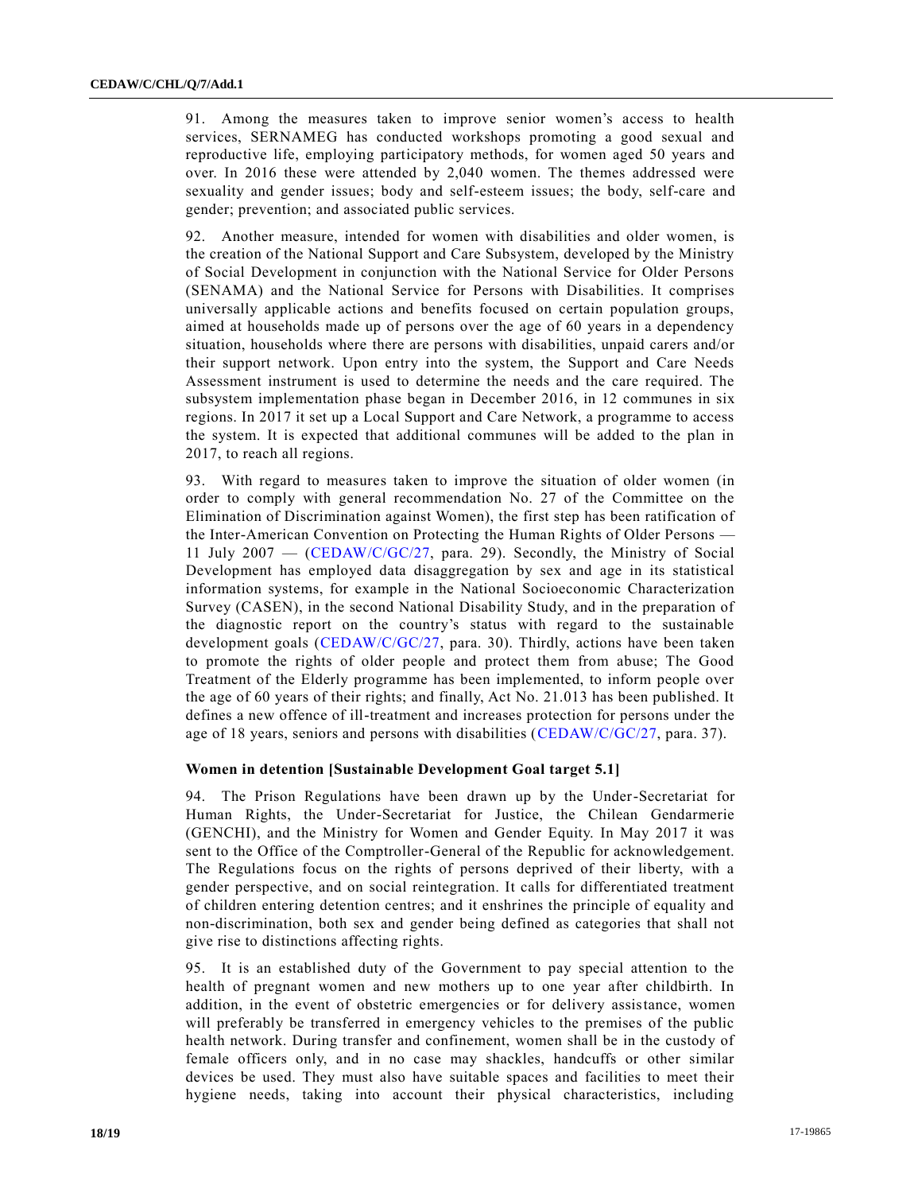91. Among the measures taken to improve senior women's access to health services, SERNAMEG has conducted workshops promoting a good sexual and reproductive life, employing participatory methods, for women aged 50 years and over. In 2016 these were attended by 2,040 women. The themes addressed were sexuality and gender issues; body and self-esteem issues; the body, self-care and gender; prevention; and associated public services.

92. Another measure, intended for women with disabilities and older women, is the creation of the National Support and Care Subsystem, developed by the Ministry of Social Development in conjunction with the National Service for Older Persons (SENAMA) and the National Service for Persons with Disabilities. It comprises universally applicable actions and benefits focused on certain population groups, aimed at households made up of persons over the age of 60 years in a dependency situation, households where there are persons with disabilities, unpaid carers and/or their support network. Upon entry into the system, the Support and Care Needs Assessment instrument is used to determine the needs and the care required. The subsystem implementation phase began in December 2016, in 12 communes in six regions. In 2017 it set up a Local Support and Care Network, a programme to access the system. It is expected that additional communes will be added to the plan in 2017, to reach all regions.

93. With regard to measures taken to improve the situation of older women (in order to comply with general recommendation No. 27 of the Committee on the Elimination of Discrimination against Women), the first step has been ratification of the Inter-American Convention on Protecting the Human Rights of Older Persons — 11 July 2007 — (CEDAW/C/GC/27, para. 29). Secondly, the Ministry of Social Development has employed data disaggregation by sex and age in its statistical information systems, for example in the National Socioeconomic Characterization Survey (CASEN), in the second National Disability Study, and in the preparation of the diagnostic report on the country's status with regard to the sustainable development goals (CEDAW/C/GC/27, para. 30). Thirdly, actions have been taken to promote the rights of older people and protect them from abuse; The Good Treatment of the Elderly programme has been implemented, to inform people over the age of 60 years of their rights; and finally, Act No. 21.013 has been published. It defines a new offence of ill-treatment and increases protection for persons under the age of 18 years, seniors and persons with disabilities (CEDAW/C/GC/27, para. 37).

### Women in detention [Sustainable Development Goal target 5.1]

94. The Prison Regulations have been drawn up by the Under-Secretariat for Human Rights, the Under-Secretariat for Justice, the Chilean Gendarmerie (GENCHI), and the Ministry for Women and Gender Equity. In May 2017 it was sent to the Office of the Comptroller-General of the Republic for acknowledgement. The Regulations focus on the rights of persons deprived of their liberty, with a gender perspective, and on social reintegration. It calls for differentiated treatment of children entering detention centres; and it enshrines the principle of equality and non-discrimination, both sex and gender being defined as categories that shall not give rise to distinctions affecting rights.

95. It is an established duty of the Government to pay special attention to the health of pregnant women and new mothers up to one year after childbirth. In addition, in the event of obstetric emergencies or for delivery assistance, women will preferably be transferred in emergency vehicles to the premises of the public health network. During transfer and confinement, women shall be in the custody of female officers only, and in no case may shackles, handcuffs or other similar devices be used. They must also have suitable spaces and facilities to meet their hygiene needs, taking into account their physical characteristics, including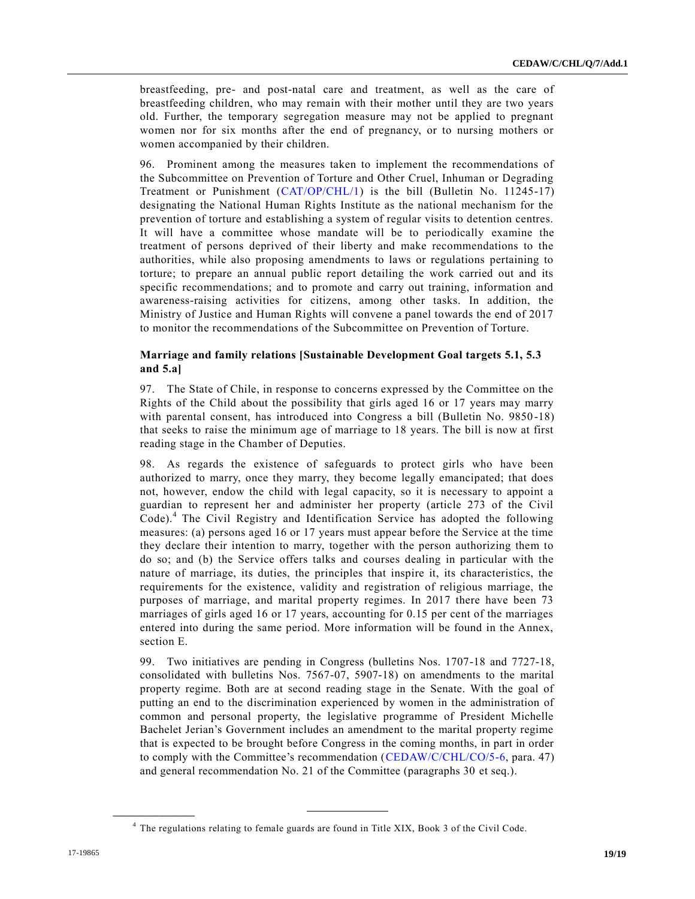breastfeeding, pre- and post-natal care and treatment, as well as the care of breastfeeding children, who may remain with their mother until they are two years old. Further, the temporary segregation measure may not be applied to pregnant women nor for six months after the end of pregnancy, or to nursing mothers or women accompanied by their children.

96. Prominent among the measures taken to implement the recommendations of the Subcommittee on Prevention of Torture and Other Cruel, Inhuman or Degrading Treatment or Punishment (CAT/OP/CHL/1) is the bill (Bulletin No. 11245-17) designating the National Human Rights Institute as the national mechanism for the prevention of torture and establishing a system of regular visits to detention centres. It will have a committee whose mandate will be to periodically examine the treatment of persons deprived of their liberty and make recommendations to the authorities, while also proposing amendments to laws or regulations pertaining to torture; to prepare an annual public report detailing the work carried out and its specific recommendations; and to promote and carry out training, information and awareness-raising activities for citizens, among other tasks. In addition, the Ministry of Justice and Human Rights will convene a panel towards the end of 2017 to monitor the recommendations of the Subcommittee on Prevention of Torture.

### Marriage and family relations [Sustainable Development Goal targets 5.1, 5.3 and 5.a]

97. The State of Chile, in response to concerns expressed by the Committee on the Rights of the Child about the possibility that girls aged 16 or 17 years may marry with parental consent, has introduced into Congress a bill (Bulletin No. 9850-18) that seeks to raise the minimum age of marriage to 18 years. The bill is now at first reading stage in the Chamber of Deputies.

98. As regards the existence of safeguards to protect girls who have been authorized to marry, once they marry, they become legally emancipated; that does not, however, endow the child with legal capacity, so it is necessary to appoint a guardian to represent her and administer her property (article 273 of the Civil Code).[4] The Civil Registry and Identification Service has adopted the following measures: (a) persons aged 16 or 17 years must appear before the Service at the time they declare their intention to marry, together with the person authorizing them to do so; and (b) the Service offers talks and courses dealing in particular with the nature of marriage, its duties, the principles that inspire it, its characteristics, the requirements for the existence, validity and registration of religious marriage, the purposes of marriage, and marital property regimes. In 2017 there have been 73 marriages of girls aged 16 or 17 years, accounting for 0.15 per cent of the marriages entered into during the same period. More information will be found in the Annex, section E.

99. Two initiatives are pending in Congress (bulletins Nos. 1707-18 and 7727-18, consolidated with bulletins Nos. 7567-07, 5907-18) on amendments to the marital property regime. Both are at second reading stage in the Senate. With the goal of putting an end to the discrimination experienced by women in the administration of common and personal property, the legislative programme of President Michelle Bachelet Jerian's Government includes an amendment to the marital property regime that is expected to be brought before Congress in the coming months, in part in order to comply with the Committee's recommendation (CEDAW/C/CHL/CO/5-6, para. 47) and general recommendation No. 21 of the Committee (paragraphs 30 et seq.).

[4] The regulations relating to female guards are found in Title XIX, Book 3 of the Civil Code.